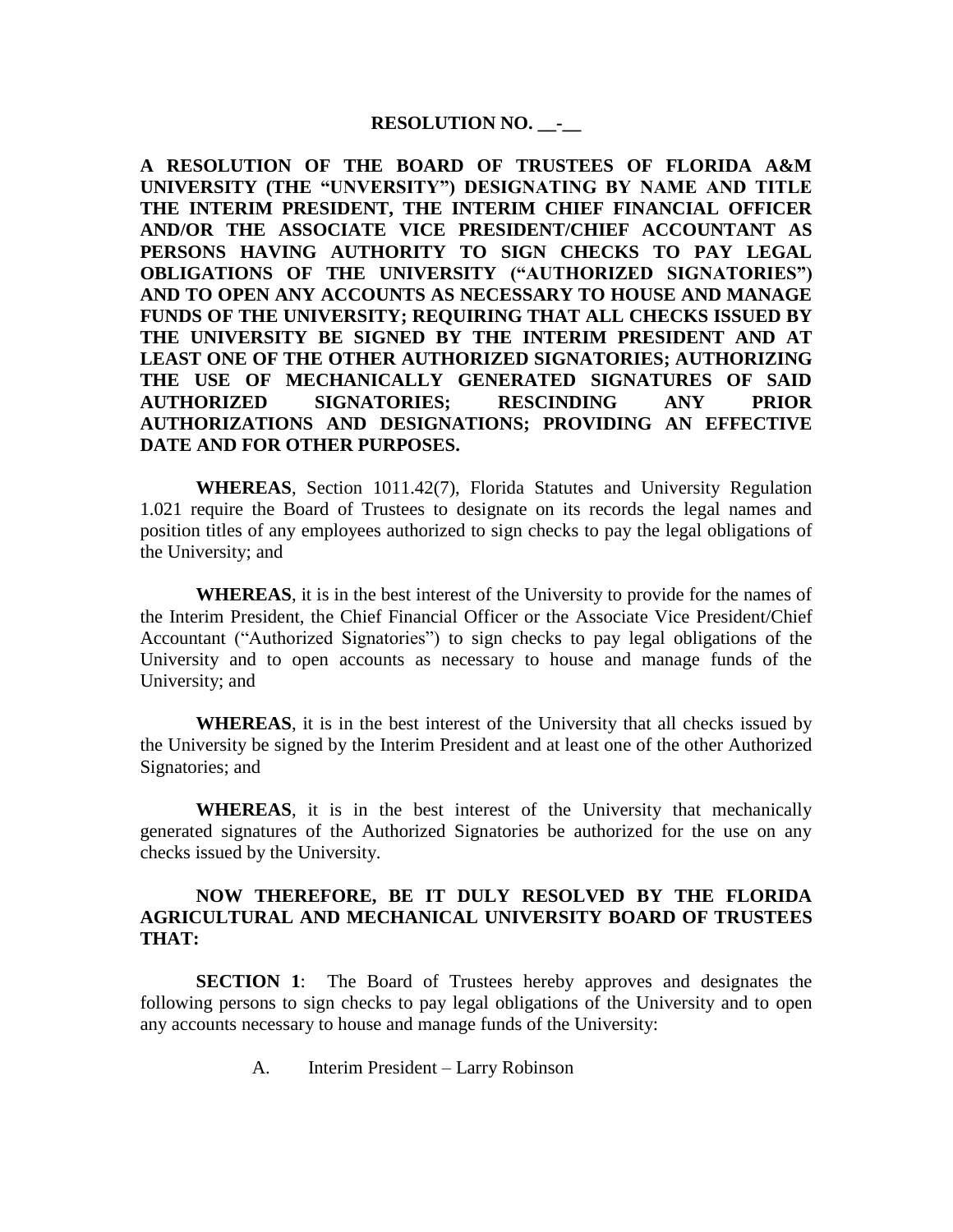**RESOLUTION NO. __-__**

**A RESOLUTION OF THE BOARD OF TRUSTEES OF FLORIDA A&M UNIVERSITY (THE "UNVERSITY") DESIGNATING BY NAME AND TITLE THE INTERIM PRESIDENT, THE INTERIM CHIEF FINANCIAL OFFICER AND/OR THE ASSOCIATE VICE PRESIDENT/CHIEF ACCOUNTANT AS PERSONS HAVING AUTHORITY TO SIGN CHECKS TO PAY LEGAL OBLIGATIONS OF THE UNIVERSITY ("AUTHORIZED SIGNATORIES") AND TO OPEN ANY ACCOUNTS AS NECESSARY TO HOUSE AND MANAGE FUNDS OF THE UNIVERSITY; REQUIRING THAT ALL CHECKS ISSUED BY THE UNIVERSITY BE SIGNED BY THE INTERIM PRESIDENT AND AT LEAST ONE OF THE OTHER AUTHORIZED SIGNATORIES; AUTHORIZING THE USE OF MECHANICALLY GENERATED SIGNATURES OF SAID AUTHORIZED SIGNATORIES; RESCINDING ANY PRIOR AUTHORIZATIONS AND DESIGNATIONS; PROVIDING AN EFFECTIVE DATE AND FOR OTHER PURPOSES.**

**WHEREAS**, Section 1011.42(7), Florida Statutes and University Regulation 1.021 require the Board of Trustees to designate on its records the legal names and position titles of any employees authorized to sign checks to pay the legal obligations of the University; and

**WHEREAS**, it is in the best interest of the University to provide for the names of the Interim President, the Chief Financial Officer or the Associate Vice President/Chief Accountant ("Authorized Signatories") to sign checks to pay legal obligations of the University and to open accounts as necessary to house and manage funds of the University; and

**WHEREAS**, it is in the best interest of the University that all checks issued by the University be signed by the Interim President and at least one of the other Authorized Signatories; and

**WHEREAS**, it is in the best interest of the University that mechanically generated signatures of the Authorized Signatories be authorized for the use on any checks issued by the University.

**NOW THEREFORE, BE IT DULY RESOLVED BY THE FLORIDA AGRICULTURAL AND MECHANICAL UNIVERSITY BOARD OF TRUSTEES THAT:**

**SECTION 1**: The Board of Trustees hereby approves and designates the following persons to sign checks to pay legal obligations of the University and to open any accounts necessary to house and manage funds of the University:

A. Interim President – Larry Robinson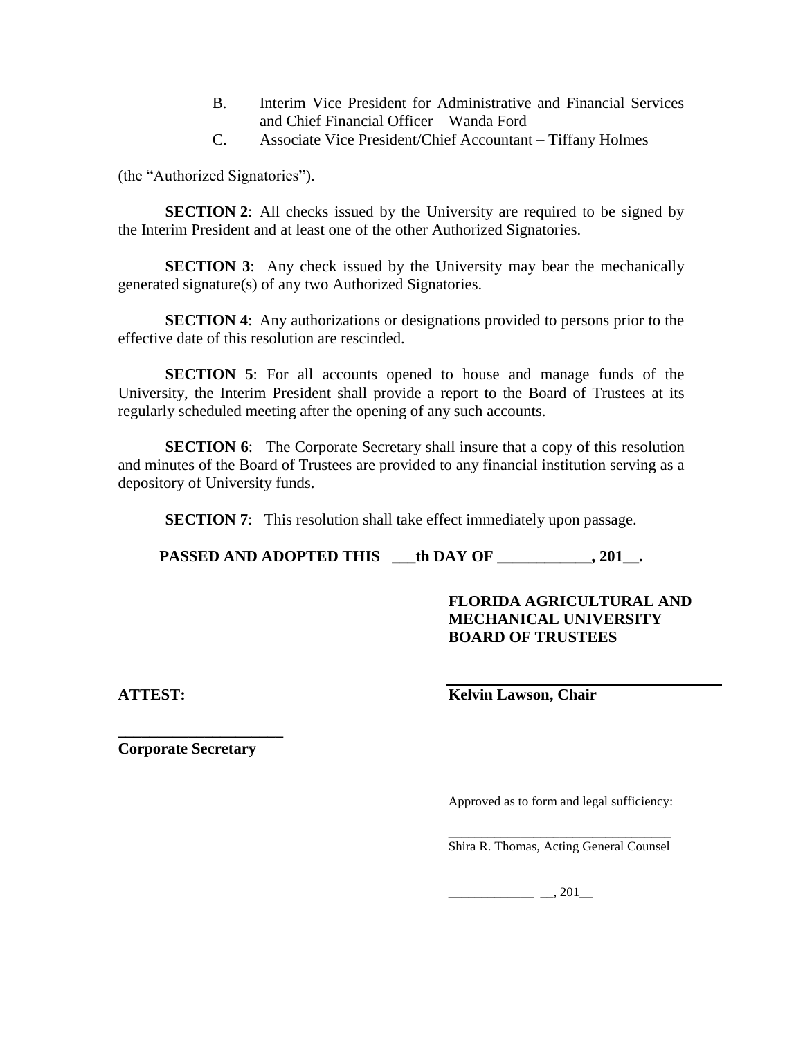B. Interim Vice President for Administrative and Financial Services and Chief Financial Officer – Wanda Ford

C. Associate Vice President/Chief Accountant – Tiffany Holmes

(the "Authorized Signatories").

**SECTION 2**: All checks issued by the University are required to be signed by the Interim President and at least one of the other Authorized Signatories.

**SECTION 3**: Any check issued by the University may bear the mechanically generated signature(s) of any two Authorized Signatories.

**SECTION 4**: Any authorizations or designations provided to persons prior to the effective date of this resolution are rescinded.

**SECTION 5**: For all accounts opened to house and manage funds of the University, the Interim President shall provide a report to the Board of Trustees at its regularly scheduled meeting after the opening of any such accounts.

**SECTION 6**: The Corporate Secretary shall insure that a copy of this resolution and minutes of the Board of Trustees are provided to any financial institution serving as a depository of University funds.

**SECTION 7**: This resolution shall take effect immediately upon passage.

**PASSED AND ADOPTED THIS ___th DAY OF ____________, 201__.**

**FLORIDA AGRICULTURAL AND MECHANICAL UNIVERSITY BOARD OF TRUSTEES**

**ATTEST:**

**Kelvin Lawson, Chair**

**_____________________**
**Corporate Secretary**

Approved as to form and legal sufficiency:

_________________________________
Shira R. Thomas, Acting General Counsel

_____________ __, 201__